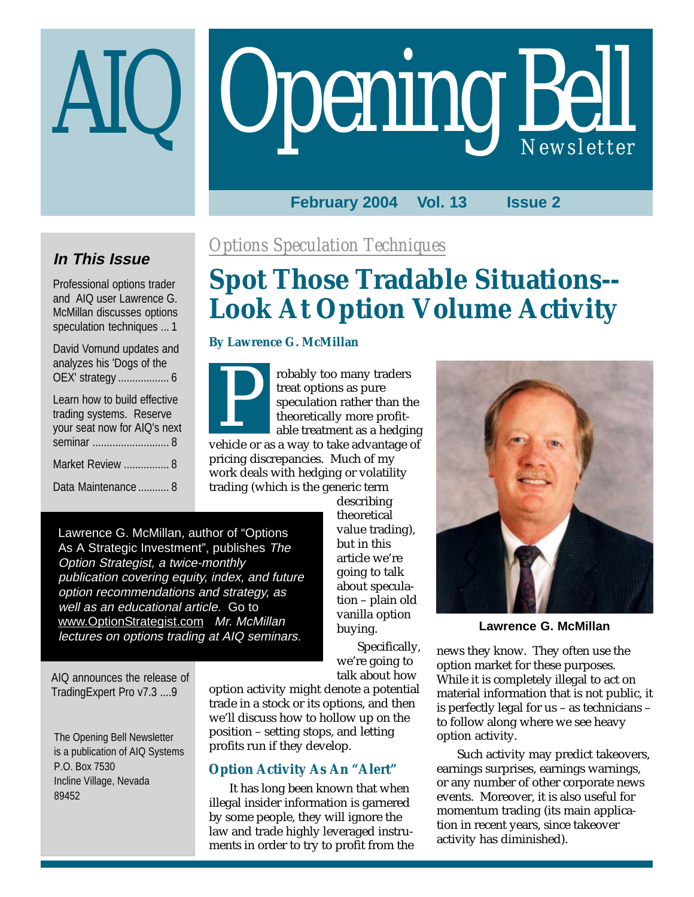# AIQ Opening Bell Newsletter

**February 2004 Vol. 13 Issue 2**

### *In This Issue*

Professional options trader and AIQ user Lawrence G. McMillan discusses options speculation techniques ... 1

David Vomund updates and analyzes his 'Dogs of the OEX' strategy .................. 6

Learn how to build effective trading systems. Reserve your seat now for AIQ's next seminar ........................... 8

Market Review ................ 8

Data Maintenance ........... 8

Lawrence G. McMillan, author of "Options As A Strategic Investment", publishes *The Option Strategist, a twice-monthly publication covering equity, index, and future option recommendations and strategy, as well as an educational article.* Go to www.OptionStrategist.com *Mr. McMillan lectures on options trading at AIQ seminars.*

AIQ announces the release of TradingExpert Pro v7.3 ....9

The Opening Bell Newsletter is a publication of AIQ Systems
P.O. Box 7530
Incline Village, Nevada
89452

*Options Speculation Techniques*

# Spot Those Tradable Situations--Look At Option Volume Activity

**By Lawrence G. McMillan**

Probably too many traders treat options as pure speculation rather than the theoretically more profitable treatment as a hedging vehicle or as a way to take advantage of pricing discrepancies. Much of my work deals with hedging or volatility trading (which is the generic term describing theoretical value trading), but in this article we're going to talk about speculation – plain old vanilla option buying.

Specifically, we're going to talk about how option activity might denote a potential trade in a stock or its options, and then we'll discuss how to hollow up on the position – setting stops, and letting profits run if they develop.

**Lawrence G. McMillan**

## Option Activity As An "Alert"

It has long been known that when illegal insider information is garnered by some people, they will ignore the law and trade highly leveraged instruments in order to try to profit from the news they know. They often use the option market for these purposes. While it is completely illegal to act on material information that is not public, it is perfectly legal for us – as technicians – to follow along where we see heavy option activity.

Such activity may predict takeovers, earnings surprises, earnings warnings, or any number of other corporate news events. Moreover, it is also useful for momentum trading (its main application in recent years, since takeover activity has diminished).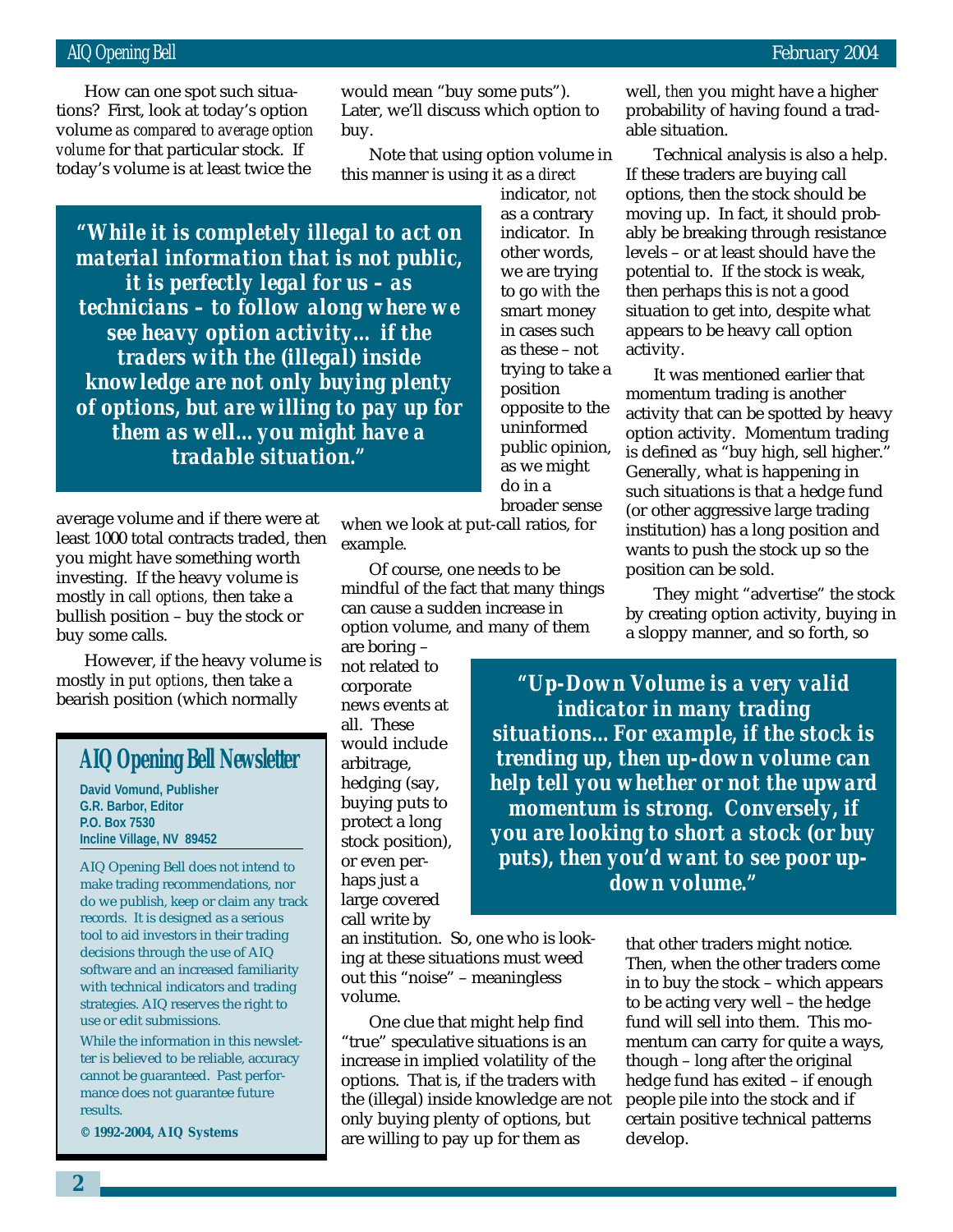How can one spot such situations? First, look at today's option volume *as compared to average option volume* for that particular stock. If today's volume is at least twice the average volume and if there were at least 1000 total contracts traded, then you might have something worth investing. If the heavy volume is mostly in *call options,* then take a bullish position – buy the stock or buy some calls.

However, if the heavy volume is mostly in *put options*, then take a bearish position (which normally would mean "buy some puts"). Later, we'll discuss which option to buy.

> ***"While it is completely illegal to act on material information that is not public, it is perfectly legal for us – as technicians – to follow along where we see heavy option activity… if the traders with the (illegal) inside knowledge are not only buying plenty of options, but are willing to pay up for them as well…you might have a tradable situation."***

Note that using option volume in this manner is using it as a *direct* indicator, *not* as a contrary indicator. In other words, we are trying to go *with* the smart money in cases such as these – not trying to take a position opposite to the uninformed public opinion, as we might do in a broader sense when we look at put-call ratios, for example.

Of course, one needs to be mindful of the fact that many things can cause a sudden increase in option volume, and many of them are boring – not related to corporate news events at all. These would include arbitrage, hedging (say, buying puts to protect a long stock position), or even perhaps just a large covered call write by an institution. So, one who is looking at these situations must weed out this "noise" – meaningless volume.

One clue that might help find "true" speculative situations is an increase in implied volatility of the options. That is, if the traders with the (illegal) inside knowledge are not only buying plenty of options, but are willing to pay up for them as well, *then* you might have a higher probability of having found a tradable situation.

Technical analysis is also a help. If these traders are buying call options, then the stock should be moving up. In fact, it should probably be breaking through resistance levels – or at least should have the potential to. If the stock is weak, then perhaps this is not a good situation to get into, despite what appears to be heavy call option activity.

It was mentioned earlier that momentum trading is another activity that can be spotted by heavy option activity. Momentum trading is defined as "buy high, sell higher." Generally, what is happening in such situations is that a hedge fund (or other aggressive large trading institution) has a long position and wants to push the stock up so the position can be sold.

They might "advertise" the stock by creating option activity, buying in a sloppy manner, and so forth, so that other traders might notice. Then, when the other traders come in to buy the stock – which appears to be acting very well – the hedge fund will sell into them. This momentum can carry for quite a ways, though – long after the original hedge fund has exited – if enough people pile into the stock and if certain positive technical patterns develop.

> ***"Up-Down Volume is a very valid indicator in many trading situations… For example, if the stock is trending up, then up-down volume can help tell you whether or not the upward momentum is strong. Conversely, if you are looking to short a stock (or buy puts), then you'd want to see poor up-down volume."***

---

## AIQ Opening Bell Newsletter

**David Vomund, Publisher**
**G.R. Barbor, Editor**
**P.O. Box 7530**
**Incline Village, NV 89452**

AIQ Opening Bell does not intend to make trading recommendations, nor do we publish, keep or claim any track records. It is designed as a serious tool to aid investors in their trading decisions through the use of AIQ software and an increased familiarity with technical indicators and trading strategies. AIQ reserves the right to use or edit submissions.

While the information in this newsletter is believed to be reliable, accuracy cannot be guaranteed. Past performance does not guarantee future results.

**© 1992-2004, AIQ Systems**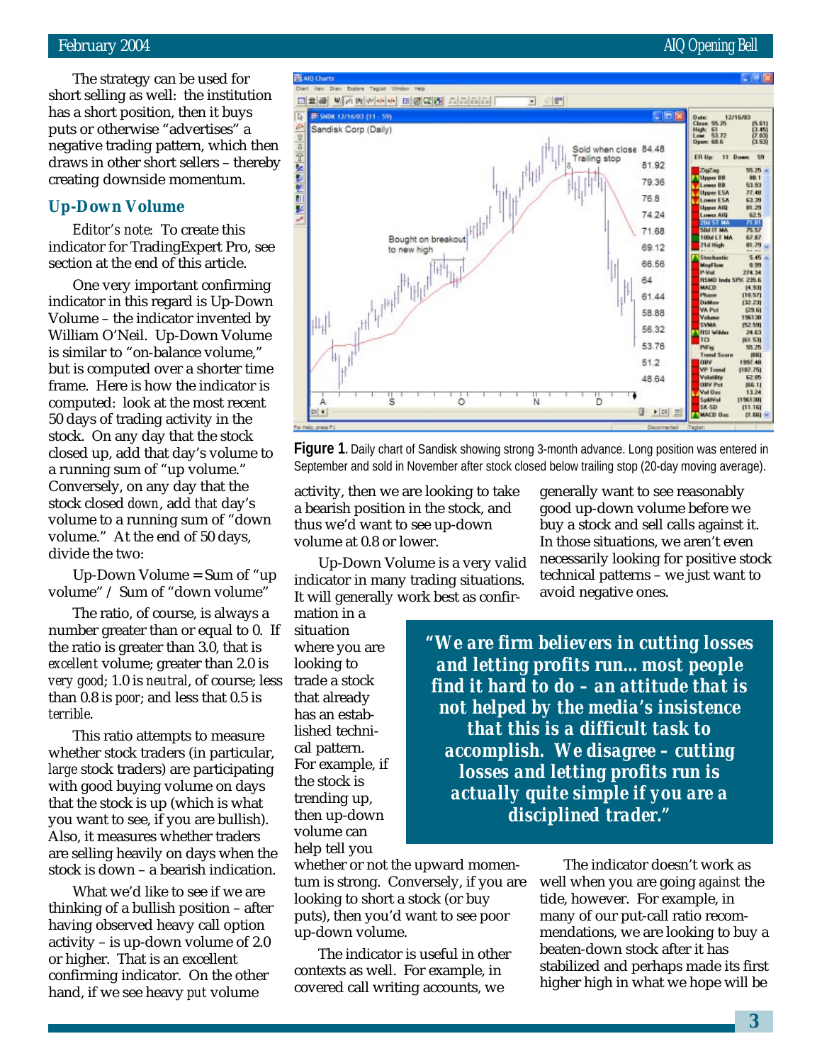The strategy can be used for short selling as well: the institution has a short position, then it buys puts or otherwise "advertises" a negative trading pattern, which then draws in other short sellers – thereby creating downside momentum.

## Up-Down Volume

*Editor's note:* To create this indicator for TradingExpert Pro, see section at the end of this article.

One very important confirming indicator in this regard is Up-Down Volume – the indicator invented by William O'Neil. Up-Down Volume is similar to "on-balance volume," but is computed over a shorter time frame. Here is how the indicator is computed: look at the most recent 50 days of trading activity in the stock. On any day that the stock closed up, add that day's volume to a running sum of "up volume." Conversely, on any day that the stock closed *down*, add *that* day's volume to a running sum of "down volume." At the end of 50 days, divide the two:

Up-Down Volume = Sum of "up volume" / Sum of "down volume"

The ratio, of course, is always a number greater than or equal to 0. If the ratio is greater than 3.0, that is *excellent* volume; greater than 2.0 is *very good*; 1.0 is *neutral*, of course; less than 0.8 is *poor*; and less that 0.5 is *terrible*.

This ratio attempts to measure whether stock traders (in particular, *large* stock traders) are participating with good buying volume on days that the stock is up (which is what you want to see, if you are bullish). Also, it measures whether traders are selling heavily on days when the stock is down – a bearish indication.

What we'd like to see if we are thinking of a bullish position – after having observed heavy call option activity – is up-down volume of 2.0 or higher. That is an excellent confirming indicator. On the other hand, if we see heavy *put* volume activity, then we are looking to take a bearish position in the stock, and thus we'd want to see up-down volume at 0.8 or lower.

**Figure 1**. Daily chart of Sandisk showing strong 3-month advance. Long position was entered in September and sold in November after stock closed below trailing stop (20-day moving average).

Up-Down Volume is a very valid indicator in many trading situations. It will generally work best as confirmation in a situation where you are looking to trade a stock that already has an established technical pattern. For example, if the stock is trending up, then up-down volume can help tell you whether or not the upward momentum is strong. Conversely, if you are looking to short a stock (or buy puts), then you'd want to see poor up-down volume.

***"We are firm believers in cutting losses and letting profits run…most people find it hard to do – an attitude that is not helped by the media's insistence that this is a difficult task to accomplish. We disagree – cutting losses and letting profits run is actually quite simple if you are a disciplined trader."***

The indicator is useful in other contexts as well. For example, in covered call writing accounts, we generally want to see reasonably good up-down volume before we buy a stock and sell calls against it. In those situations, we aren't even necessarily looking for positive stock technical patterns – we just want to avoid negative ones.

The indicator doesn't work as well when you are going *against* the tide, however. For example, in many of our put-call ratio recommendations, we are looking to buy a beaten-down stock after it has stabilized and perhaps made its first higher high in what we hope will be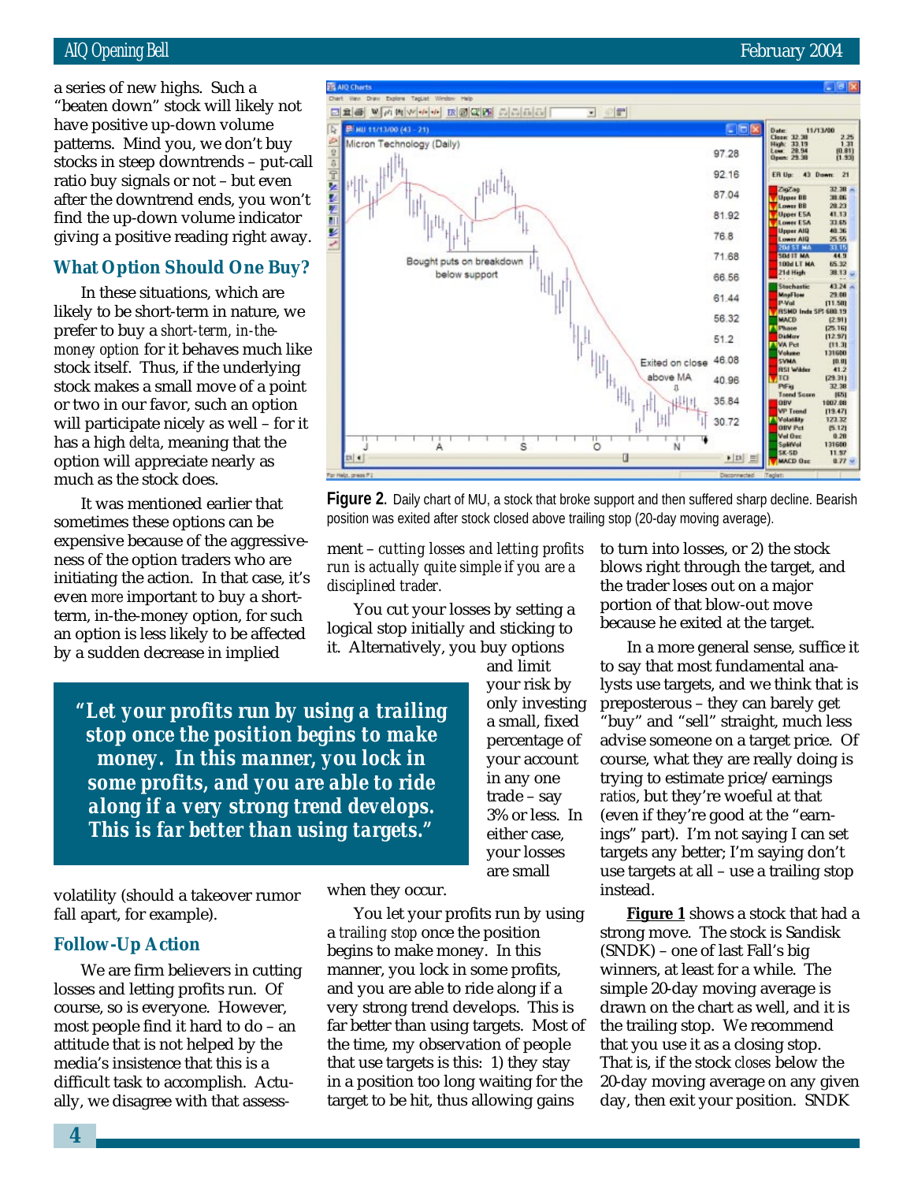a series of new highs. Such a "beaten down" stock will likely not have positive up-down volume patterns. Mind you, we don't buy stocks in steep downtrends – put-call ratio buy signals or not – but even after the downtrend ends, you won't find the up-down volume indicator giving a positive reading right away.

### What Option Should One Buy?

In these situations, which are likely to be short-term in nature, we prefer to buy a *short-term, in-the-money option* for it behaves much like stock itself. Thus, if the underlying stock makes a small move of a point or two in our favor, such an option will participate nicely as well – for it has a high *delta*, meaning that the option will appreciate nearly as much as the stock does.

It was mentioned earlier that sometimes these options can be expensive because of the aggressiveness of the option traders who are initiating the action. In that case, it's even *more* important to buy a short-term, in-the-money option, for such an option is less likely to be affected by a sudden decrease in implied volatility (should a takeover rumor fall apart, for example).

### Follow-Up Action

We are firm believers in cutting losses and letting profits run. Of course, so is everyone. However, most people find it hard to do – an attitude that is not helped by the media's insistence that this is a difficult task to accomplish. Actually, we disagree with that assessment – *cutting losses and letting profits run is actually quite simple if you are a disciplined trader.*

**Figure 2.** Daily chart of MU, a stock that broke support and then suffered sharp decline. Bearish position was exited after stock closed above trailing stop (20-day moving average).

You cut your losses by setting a logical stop initially and sticking to it. Alternatively, you buy options and limit your risk by only investing a small, fixed percentage of your account in any one trade – say 3% or less. In either case, your losses are small when they occur.

> **"Let your profits run by using a trailing stop once the position begins to make money. In this manner, you lock in some profits, and you are able to ride along if a very strong trend develops. This is far better than using targets."**

You let your profits run by using a *trailing stop* once the position begins to make money. In this manner, you lock in some profits, and you are able to ride along if a very strong trend develops. This is far better than using targets. Most of the time, my observation of people that use targets is this: 1) they stay in a position too long waiting for the target to be hit, thus allowing gains to turn into losses, or 2) the stock blows right through the target, and the trader loses out on a major portion of that blow-out move because he exited at the target.

In a more general sense, suffice it to say that most fundamental analysts use targets, and we think that is preposterous – they can barely get "buy" and "sell" straight, much less advise someone on a target price. Of course, what they are really doing is trying to estimate price/earnings *ratios*, but they're woeful at that (even if they're good at the "earnings" part). I'm not saying I can set targets any better; I'm saying don't use targets at all – use a trailing stop instead.

**Figure 1** shows a stock that had a strong move. The stock is Sandisk (SNDK) – one of last Fall's big winners, at least for a while. The simple 20-day moving average is drawn on the chart as well, and it is the trailing stop. We recommend that you use it as a closing stop. That is, if the stock *closes* below the 20-day moving average on any given day, then exit your position. SNDK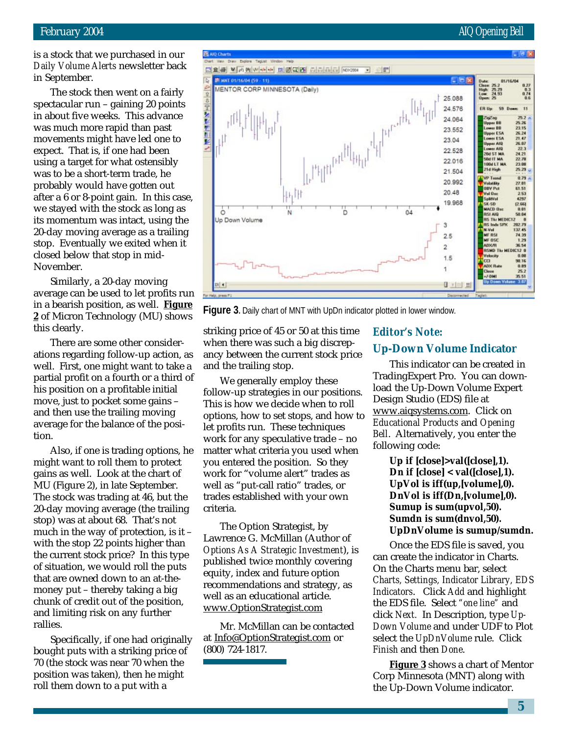is a stock that we purchased in our *Daily Volume Alerts* newsletter back in September.

The stock then went on a fairly spectacular run – gaining 20 points in about five weeks. This advance was much more rapid than past movements might have led one to expect. That is, if one had been using a target for what ostensibly was to be a short-term trade, he probably would have gotten out after a 6 or 8-point gain. In this case, we stayed with the stock as long as its momentum was intact, using the 20-day moving average as a trailing stop. Eventually we exited when it closed below that stop in mid-November.

Similarly, a 20-day moving average can be used to let profits run in a bearish position, as well. **Figure 2** of Micron Technology (MU) shows this clearly.

There are some other considerations regarding follow-up action, as well. First, one might want to take a partial profit on a fourth or a third of his position on a profitable initial move, just to pocket some gains – and then use the trailing moving average for the balance of the position.

Also, if one is trading options, he might want to roll them to protect gains as well. Look at the chart of MU (Figure 2), in late September. The stock was trading at 46, but the 20-day moving average (the trailing stop) was at about 68. That's not much in the way of protection, is it – with the stop 22 points higher than the current stock price? In this type of situation, we would roll the puts that are owned down to an at-the-money put – thereby taking a big chunk of credit out of the position, and limiting risk on any further rallies.

Specifically, if one had originally bought puts with a striking price of 70 (the stock was near 70 when the position was taken), then he might roll them down to a put with a striking price of 45 or 50 at this time when there was such a big discrepancy between the current stock price and the trailing stop.

We generally employ these follow-up strategies in our positions. This is how we decide when to roll options, how to set stops, and how to let profits run. These techniques work for any speculative trade – no matter what criteria you used when you entered the position. So they work for "volume alert" trades as well as "put-call ratio" trades, or trades established with your own criteria.

The Option Strategist, by Lawrence G. McMillan (Author of *Options As A Strategic Investment*), is published twice monthly covering equity, index and future option recommendations and strategy, as well as an educational article. www.OptionStrategist.com

Mr. McMillan can be contacted at Info@OptionStrategist.com or (800) 724-1817.

**Figure 3.** Daily chart of MNT with UpDn indicator plotted in lower window.

### Editor's Note:
### Up-Down Volume Indicator

This indicator can be created in TradingExpert Pro. You can download the Up-Down Volume Expert Design Studio (EDS) file at www.aiqsystems.com. Click on *Educational Products* and *Opening Bell*. Alternatively, you enter the following code:

```
Up if [close]>val([close],1).
Dn if [close] < val([close],1).
UpVol is iff(up,[volume],0).
DnVol is iff(Dn,[volume],0).
Sumup is sum(upvol,50).
Sumdn is sum(dnvol,50).
UpDnVolume is sumup/sumdn.
```

Once the EDS file is saved, you can create the indicator in Charts. On the Charts menu bar, select *Charts, Settings, Indicator Library, EDS Indicators*. Click *Add* and highlight the EDS file. Select *"one line"* and click *Next*. In Description, type *Up-Down Volume* and under UDF to Plot select the *UpDnVolume* rule. Click *Finish* and then *Done*.

**Figure 3** shows a chart of Mentor Corp Minnesota (MNT) along with the Up-Down Volume indicator.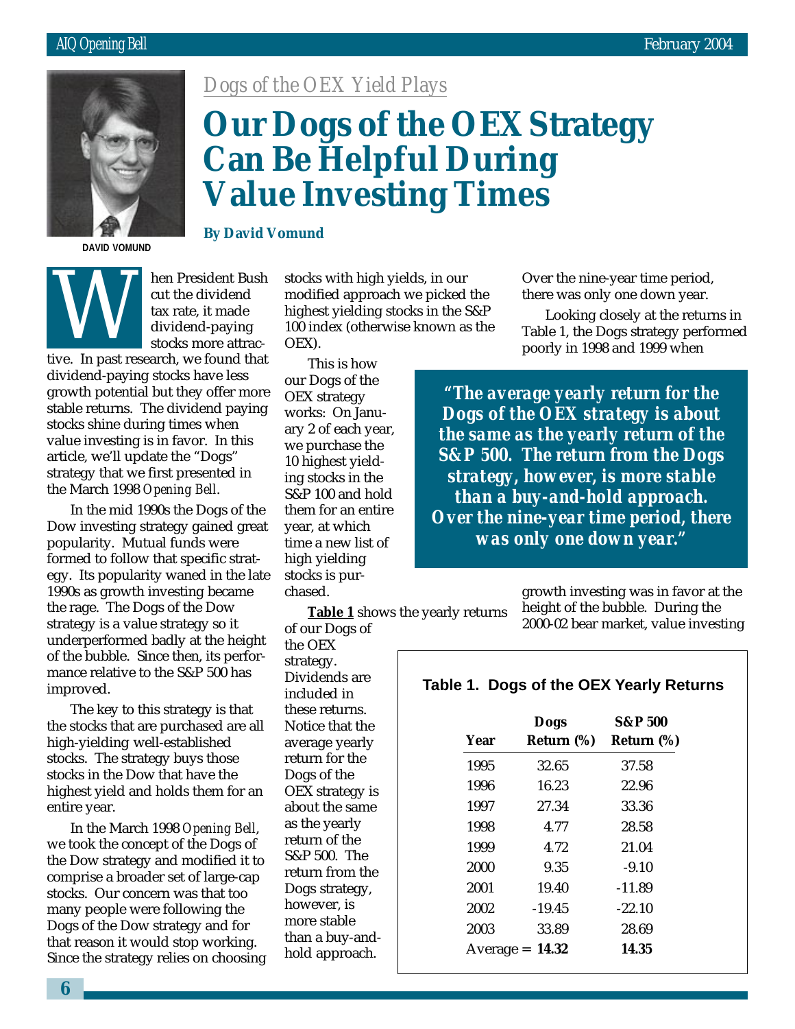*Dogs of the OEX Yield Plays*

# Our Dogs of the OEX Strategy Can Be Helpful During Value Investing Times

**By David Vomund**

DAVID VOMUND

When President Bush cut the dividend tax rate, it made dividend-paying stocks more attractive. In past research, we found that dividend-paying stocks have less growth potential but they offer more stable returns. The dividend paying stocks shine during times when value investing is in favor. In this article, we'll update the "Dogs" strategy that we first presented in the March 1998 *Opening Bell*.

In the mid 1990s the Dogs of the Dow investing strategy gained great popularity. Mutual funds were formed to follow that specific strategy. Its popularity waned in the late 1990s as growth investing became the rage. The Dogs of the Dow strategy is a value strategy so it underperformed badly at the height of the bubble. Since then, its performance relative to the S&P 500 has improved.

The key to this strategy is that the stocks that are purchased are all high-yielding well-established stocks. The strategy buys those stocks in the Dow that have the highest yield and holds them for an entire year.

In the March 1998 *Opening Bell*, we took the concept of the Dogs of the Dow strategy and modified it to comprise a broader set of large-cap stocks. Our concern was that too many people were following the Dogs of the Dow strategy and for that reason it would stop working. Since the strategy relies on choosing stocks with high yields, in our modified approach we picked the highest yielding stocks in the S&P 100 index (otherwise known as the OEX).

This is how our Dogs of the OEX strategy works: On January 2 of each year, we purchase the 10 highest yielding stocks in the S&P 100 and hold them for an entire year, at which time a new list of high yielding stocks is purchased.

**Table 1** shows the yearly returns of our Dogs of the OEX strategy. Dividends are included in these returns. Notice that the average yearly return for the Dogs of the OEX strategy is about the same as the yearly return of the S&P 500. The return from the Dogs strategy, however, is more stable than a buy-and-hold approach. Over the nine-year time period, there was only one down year.

Looking closely at the returns in Table 1, the Dogs strategy performed poorly in 1998 and 1999 when growth investing was in favor at the height of the bubble. During the 2000-02 bear market, value investing

> ***"The average yearly return for the Dogs of the OEX strategy is about the same as the yearly return of the S&P 500. The return from the Dogs strategy, however, is more stable than a buy-and-hold approach. Over the nine-year time period, there was only one down year."***

**Table 1. Dogs of the OEX Yearly Returns**

| Year | Dogs Return (%) | S&P 500 Return (%) |
|---|---|---|
| 1995 | 32.65 | 37.58 |
| 1996 | 16.23 | 22.96 |
| 1997 | 27.34 | 33.36 |
| 1998 | 4.77 | 28.58 |
| 1999 | 4.72 | 21.04 |
| 2000 | 9.35 | -9.10 |
| 2001 | 19.40 | -11.89 |
| 2002 | -19.45 | -22.10 |
| 2003 | 33.89 | 28.69 |
| Average = | **14.32** | **14.35** |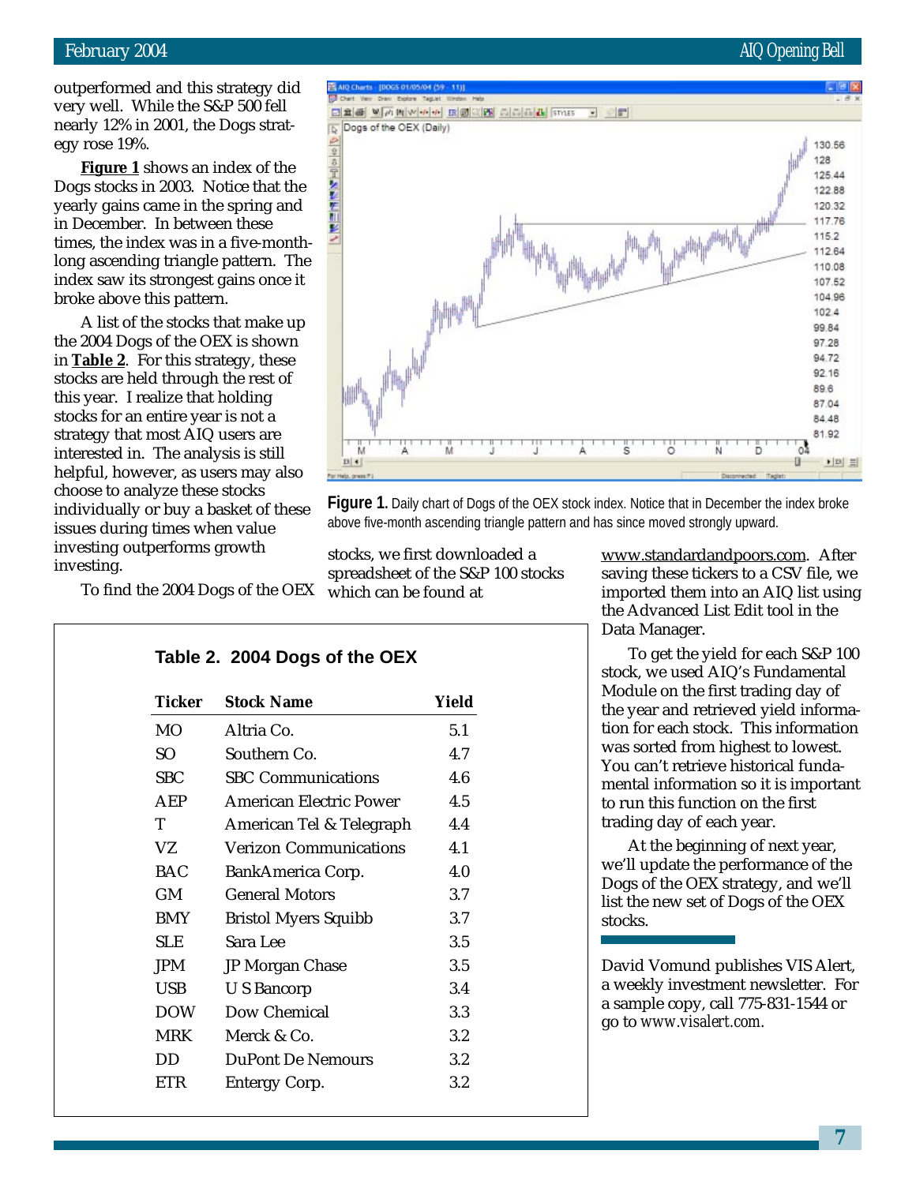outperformed and this strategy did very well. While the S&P 500 fell nearly 12% in 2001, the Dogs strategy rose 19%.

**Figure 1** shows an index of the Dogs stocks in 2003. Notice that the yearly gains came in the spring and in December. In between these times, the index was in a five-month-long ascending triangle pattern. The index saw its strongest gains once it broke above this pattern.

A list of the stocks that make up the 2004 Dogs of the OEX is shown in **Table 2**. For this strategy, these stocks are held through the rest of this year. I realize that holding stocks for an entire year is not a strategy that most AIQ users are interested in. The analysis is still helpful, however, as users may also choose to analyze these stocks individually or buy a basket of these issues during times when value investing outperforms growth investing.

To find the 2004 Dogs of the OEX stocks, we first downloaded a spreadsheet of the S&P 100 stocks which can be found at www.standardandpoors.com. After saving these tickers to a CSV file, we imported them into an AIQ list using the Advanced List Edit tool in the Data Manager.

**Figure 1.** Daily chart of Dogs of the OEX stock index. Notice that in December the index broke above five-month ascending triangle pattern and has since moved strongly upward.

**Table 2. 2004 Dogs of the OEX**

| Ticker | Stock Name | Yield |
|---|---|---|
| MO | Altria Co. | 5.1 |
| SO | Southern Co. | 4.7 |
| SBC | SBC Communications | 4.6 |
| AEP | American Electric Power | 4.5 |
| T | American Tel & Telegraph | 4.4 |
| VZ | Verizon Communications | 4.1 |
| BAC | BankAmerica Corp. | 4.0 |
| GM | General Motors | 3.7 |
| BMY | Bristol Myers Squibb | 3.7 |
| SLE | Sara Lee | 3.5 |
| JPM | JP Morgan Chase | 3.5 |
| USB | U S Bancorp | 3.4 |
| DOW | Dow Chemical | 3.3 |
| MRK | Merck & Co. | 3.2 |
| DD | DuPont De Nemours | 3.2 |
| ETR | Entergy Corp. | 3.2 |

To get the yield for each S&P 100 stock, we used AIQ's Fundamental Module on the first trading day of the year and retrieved yield information for each stock. This information was sorted from highest to lowest. You can't retrieve historical fundamental information so it is important to run this function on the first trading day of each year.

At the beginning of next year, we'll update the performance of the Dogs of the OEX strategy, and we'll list the new set of Dogs of the OEX stocks.

David Vomund publishes VIS Alert, a weekly investment newsletter. For a sample copy, call 775-831-1544 or go to *www.visalert.com*.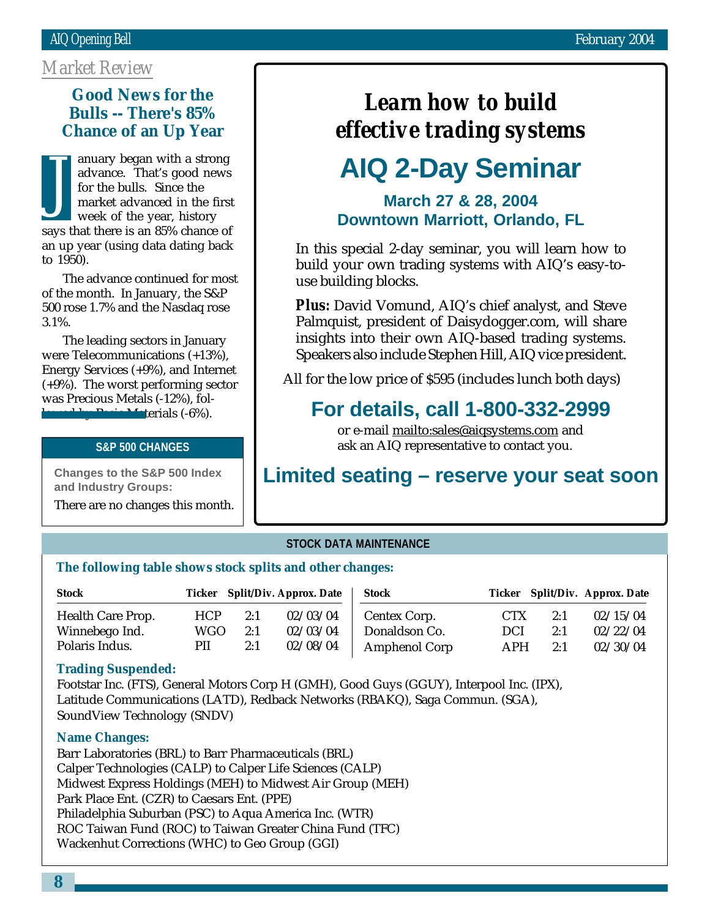## Market Review

### Good News for the Bulls -- There's 85% Chance of an Up Year

January began with a strong advance. That's good news for the bulls. Since the market advanced in the first week of the year, history says that there is an 85% chance of an up year (using data dating back to 1950).

The advance continued for most of the month. In January, the S&P 500 rose 1.7% and the Nasdaq rose 3.1%.

The leading sectors in January were Telecommunications (+13%), Energy Services (+9%), and Internet (+9%). The worst performing sector was Precious Metals (-12%), followed by Basic Materials (-6%).

#### S&P 500 CHANGES

**Changes to the S&P 500 Index and Industry Groups:**

There are no changes this month.

---

## *Learn how to build effective trading systems*

## AIQ 2-Day Seminar

**March 27 & 28, 2004**
**Downtown Marriott, Orlando, FL**

In this special 2-day seminar, you will learn how to build your own trading systems with AIQ's easy-to-use building blocks.

**Plus:** David Vomund, AIQ's chief analyst, and Steve Palmquist, president of Daisydogger.com, will share insights into their own AIQ-based trading systems. Speakers also include Stephen Hill, AIQ vice president.

All for the low price of $595 (includes lunch both days)

### For details, call 1-800-332-2999

or e-mail mailto:sales@aiqsystems.com and ask an AIQ representative to contact you.

### Limited seating – reserve your seat soon

---

#### STOCK DATA MAINTENANCE

**The following table shows stock splits and other changes:**

| Stock | Ticker | Split/Div. | Approx. Date |
|---|---|---|---|
| Health Care Prop. | HCP | 2:1 | 02/03/04 |
| Winnebego Ind. | WGO | 2:1 | 02/03/04 |
| Polaris Indus. | PII | 2:1 | 02/08/04 |
| Centex Corp. | CTX | 2:1 | 02/15/04 |
| Donaldson Co. | DCI | 2:1 | 02/22/04 |
| Amphenol Corp | APH | 2:1 | 02/30/04 |

**Trading Suspended:**

Footstar Inc. (FTS), General Motors Corp H (GMH), Good Guys (GGUY), Interpool Inc. (IPX), Latitude Communications (LATD), Redback Networks (RBAKQ), Saga Commun. (SGA), SoundView Technology (SNDV)

**Name Changes:**

Barr Laboratories (BRL) to Barr Pharmaceuticals (BRL)
Calper Technologies (CALP) to Calper Life Sciences (CALP)
Midwest Express Holdings (MEH) to Midwest Air Group (MEH)
Park Place Ent. (CZR) to Caesars Ent. (PPE)
Philadelphia Suburban (PSC) to Aqua America Inc. (WTR)
ROC Taiwan Fund (ROC) to Taiwan Greater China Fund (TFC)
Wackenhut Corrections (WHC) to Geo Group (GGI)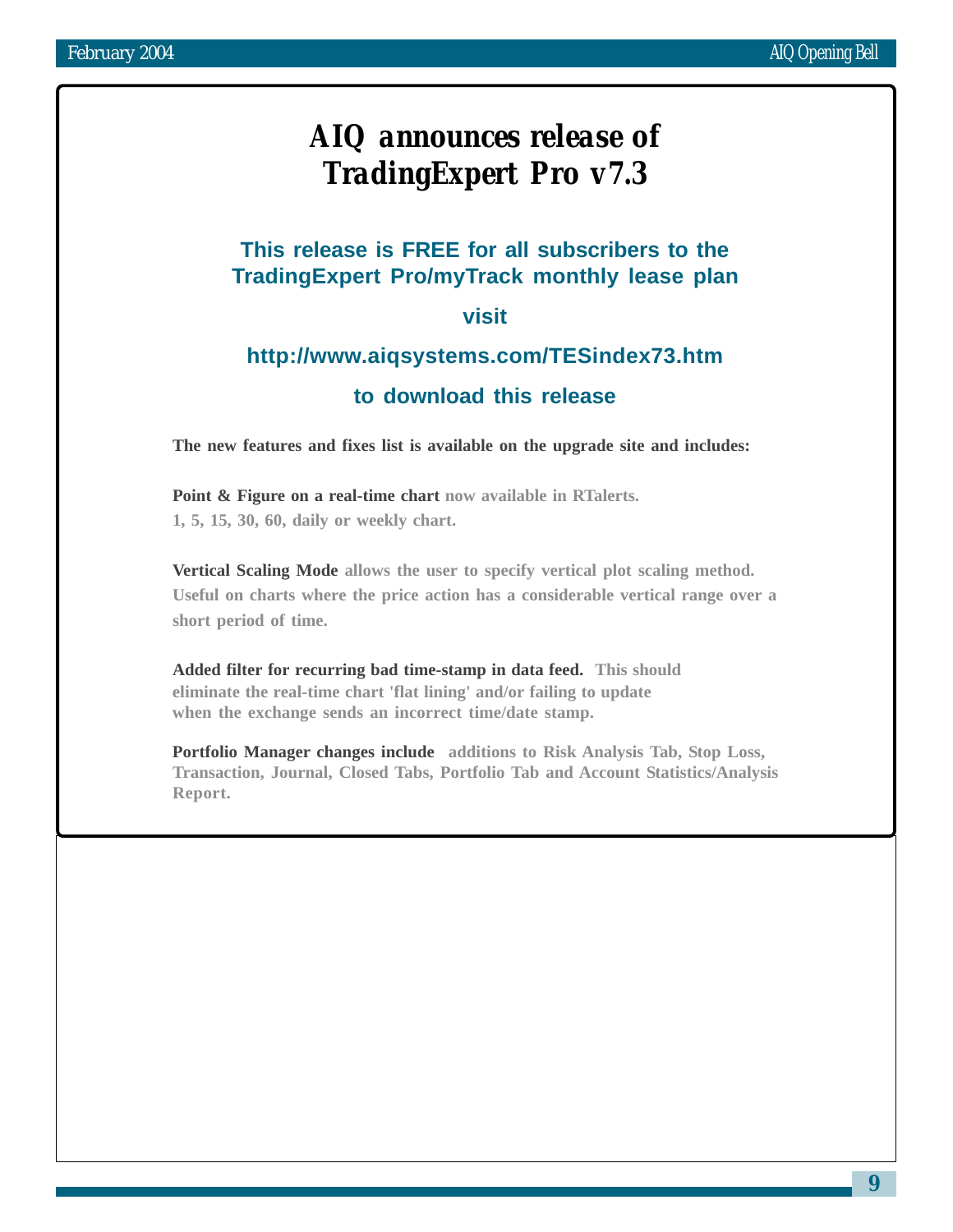# AIQ announces release of TradingExpert Pro v7.3

**This release is FREE for all subscribers to the TradingExpert Pro/myTrack monthly lease plan**

**visit**

**http://www.aiqsystems.com/TESindex73.htm**

**to download this release**

**The new features and fixes list is available on the upgrade site and includes:**

**Point & Figure on a real-time chart** now available in RTalerts. 1, 5, 15, 30, 60, daily or weekly chart.

**Vertical Scaling Mode** allows the user to specify vertical plot scaling method. Useful on charts where the price action has a considerable vertical range over a short period of time.

**Added filter for recurring bad time-stamp in data feed.** This should eliminate the real-time chart 'flat lining' and/or failing to update when the exchange sends an incorrect time/date stamp.

**Portfolio Manager changes include** additions to Risk Analysis Tab, Stop Loss, Transaction, Journal, Closed Tabs, Portfolio Tab and Account Statistics/Analysis Report.